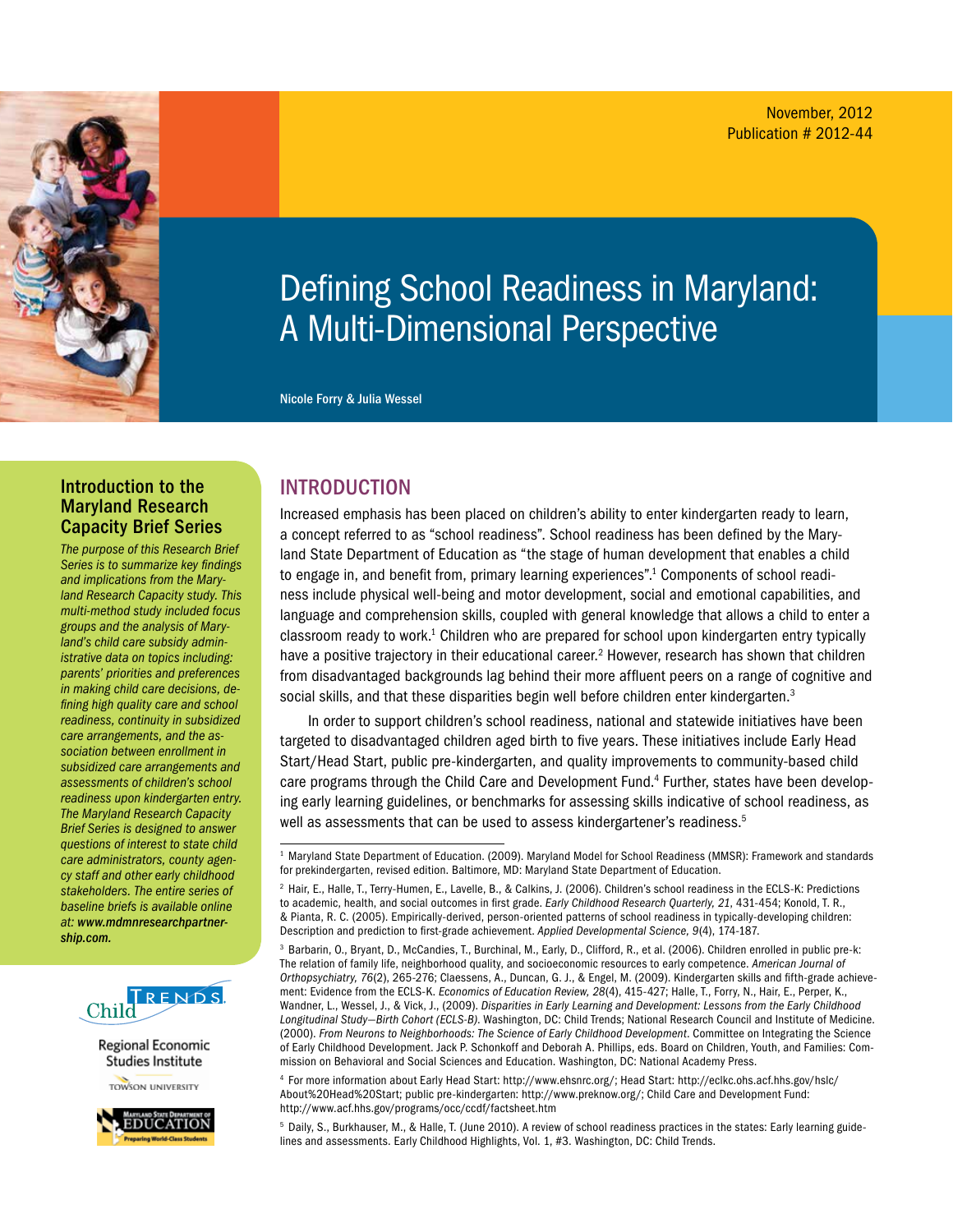November, 2012
Publication # 2012-44

# Defining School Readiness in Maryland: A Multi-Dimensional Perspective

Nicole Forry & Julia Wessel

### Introduction to the Maryland Research Capacity Brief Series

*The purpose of this Research Brief Series is to summarize key findings and implications from the Maryland Research Capacity study. This multi-method study included focus groups and the analysis of Maryland's child care subsidy administrative data on topics including: parents' priorities and preferences in making child care decisions, defining high quality care and school readiness, continuity in subsidized care arrangements, and the association between enrollment in subsidized care arrangements and assessments of children's school readiness upon kindergarten entry. The Maryland Research Capacity Brief Series is designed to answer questions of interest to state child care administrators, county agency staff and other early childhood stakeholders. The entire series of baseline briefs is available online at:* ***www.mdmnresearchpartnership.com.***

Child Trends

Regional Economic Studies Institute
Towson University

Maryland State Department of Education
Preparing World-Class Students

## INTRODUCTION

Increased emphasis has been placed on children's ability to enter kindergarten ready to learn, a concept referred to as "school readiness". School readiness has been defined by the Maryland State Department of Education as "the stage of human development that enables a child to engage in, and benefit from, primary learning experiences".[1] Components of school readiness include physical well-being and motor development, social and emotional capabilities, and language and comprehension skills, coupled with general knowledge that allows a child to enter a classroom ready to work.[1] Children who are prepared for school upon kindergarten entry typically have a positive trajectory in their educational career.[2] However, research has shown that children from disadvantaged backgrounds lag behind their more affluent peers on a range of cognitive and social skills, and that these disparities begin well before children enter kindergarten.[3]

In order to support children's school readiness, national and statewide initiatives have been targeted to disadvantaged children aged birth to five years. These initiatives include Early Head Start/Head Start, public pre-kindergarten, and quality improvements to community-based child care programs through the Child Care and Development Fund.[4] Further, states have been developing early learning guidelines, or benchmarks for assessing skills indicative of school readiness, as well as assessments that can be used to assess kindergartener's readiness.[5]

---

[1] Maryland State Department of Education. (2009). Maryland Model for School Readiness (MMSR): Framework and standards for prekindergarten, revised edition. Baltimore, MD: Maryland State Department of Education.

[2] Hair, E., Halle, T., Terry-Humen, E., Lavelle, B., & Calkins, J. (2006). Children's school readiness in the ECLS-K: Predictions to academic, health, and social outcomes in first grade. *Early Childhood Research Quarterly, 21*, 431-454; Konold, T. R., & Pianta, R. C. (2005). Empirically-derived, person-oriented patterns of school readiness in typically-developing children: Description and prediction to first-grade achievement. *Applied Developmental Science, 9*(4), 174-187.

[3] Barbarin, O., Bryant, D., McCandies, T., Burchinal, M., Early, D., Clifford, R., et al. (2006). Children enrolled in public pre-k: The relation of family life, neighborhood quality, and socioeconomic resources to early competence. *American Journal of Orthopsychiatry, 76*(2), 265-276; Claessens, A., Duncan, G. J., & Engel, M. (2009). Kindergarten skills and fifth-grade achievement: Evidence from the ECLS-K. *Economics of Education Review, 28*(4), 415-427; Halle, T., Forry, N., Hair, E., Perper, K., Wandner, L., Wessel, J., & Vick, J., (2009). *Disparities in Early Learning and Development: Lessons from the Early Childhood Longitudinal Study—Birth Cohort (ECLS-B)*. Washington, DC: Child Trends; National Research Council and Institute of Medicine. (2000). *From Neurons to Neighborhoods: The Science of Early Childhood Development*. Committee on Integrating the Science of Early Childhood Development. Jack P. Schonkoff and Deborah A. Phillips, eds. Board on Children, Youth, and Families: Commission on Behavioral and Social Sciences and Education. Washington, DC: National Academy Press.

[4] For more information about Early Head Start: http://www.ehsnrc.org/; Head Start: http://eclkc.ohs.acf.hhs.gov/hslc/About%20Head%20Start; public pre-kindergarten: http://www.preknow.org/; Child Care and Development Fund: http://www.acf.hhs.gov/programs/occ/ccdf/factsheet.htm

[5] Daily, S., Burkhauser, M., & Halle, T. (June 2010). A review of school readiness practices in the states: Early learning guidelines and assessments. Early Childhood Highlights, Vol. 1, #3. Washington, DC: Child Trends.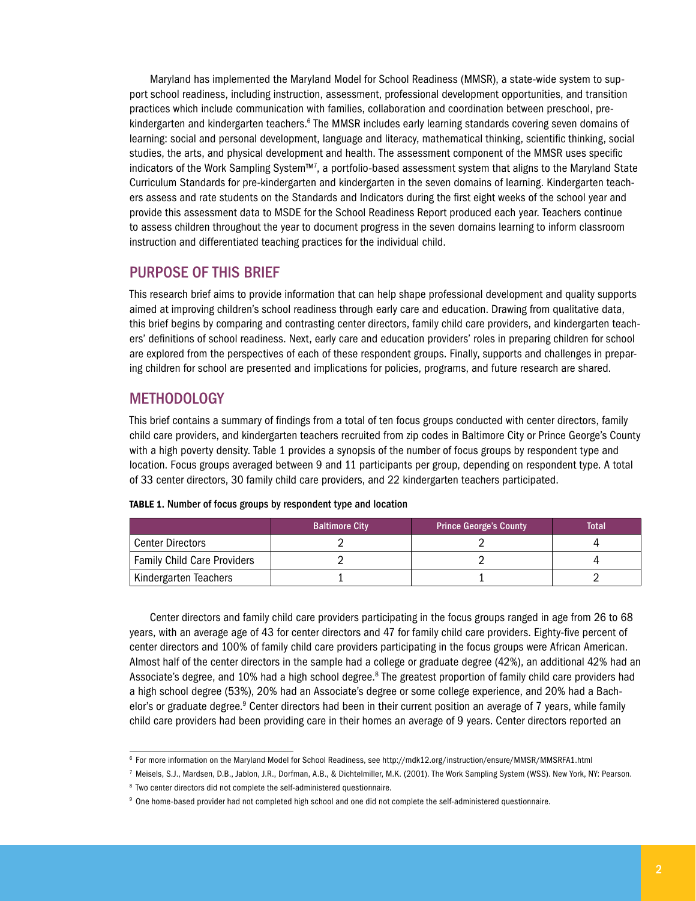Maryland has implemented the Maryland Model for School Readiness (MMSR), a state-wide system to support school readiness, including instruction, assessment, professional development opportunities, and transition practices which include communication with families, collaboration and coordination between preschool, pre-kindergarten and kindergarten teachers.[6] The MMSR includes early learning standards covering seven domains of learning: social and personal development, language and literacy, mathematical thinking, scientific thinking, social studies, the arts, and physical development and health. The assessment component of the MMSR uses specific indicators of the Work Sampling System™[7], a portfolio-based assessment system that aligns to the Maryland State Curriculum Standards for pre-kindergarten and kindergarten in the seven domains of learning. Kindergarten teachers assess and rate students on the Standards and Indicators during the first eight weeks of the school year and provide this assessment data to MSDE for the School Readiness Report produced each year. Teachers continue to assess children throughout the year to document progress in the seven domains learning to inform classroom instruction and differentiated teaching practices for the individual child.

## PURPOSE OF THIS BRIEF

This research brief aims to provide information that can help shape professional development and quality supports aimed at improving children's school readiness through early care and education. Drawing from qualitative data, this brief begins by comparing and contrasting center directors, family child care providers, and kindergarten teachers' definitions of school readiness. Next, early care and education providers' roles in preparing children for school are explored from the perspectives of each of these respondent groups. Finally, supports and challenges in preparing children for school are presented and implications for policies, programs, and future research are shared.

## METHODOLOGY

This brief contains a summary of findings from a total of ten focus groups conducted with center directors, family child care providers, and kindergarten teachers recruited from zip codes in Baltimore City or Prince George's County with a high poverty density. Table 1 provides a synopsis of the number of focus groups by respondent type and location. Focus groups averaged between 9 and 11 participants per group, depending on respondent type. A total of 33 center directors, 30 family child care providers, and 22 kindergarten teachers participated.

**TABLE 1.** Number of focus groups by respondent type and location

| | Baltimore City | Prince George's County | Total |
|---|---|---|---|
| Center Directors | 2 | 2 | 4 |
| Family Child Care Providers | 2 | 2 | 4 |
| Kindergarten Teachers | 1 | 1 | 2 |

Center directors and family child care providers participating in the focus groups ranged in age from 26 to 68 years, with an average age of 43 for center directors and 47 for family child care providers. Eighty-five percent of center directors and 100% of family child care providers participating in the focus groups were African American. Almost half of the center directors in the sample had a college or graduate degree (42%), an additional 42% had an Associate's degree, and 10% had a high school degree.[8] The greatest proportion of family child care providers had a high school degree (53%), 20% had an Associate's degree or some college experience, and 20% had a Bachelor's or graduate degree.[9] Center directors had been in their current position an average of 7 years, while family child care providers had been providing care in their homes an average of 9 years. Center directors reported an

---

[6] For more information on the Maryland Model for School Readiness, see http://mdk12.org/instruction/ensure/MMSR/MMSRFA1.html

[7] Meisels, S.J., Mardsen, D.B., Jablon, J.R., Dorfman, A.B., & Dichtelmiller, M.K. (2001). The Work Sampling System (WSS). New York, NY: Pearson.

[8] Two center directors did not complete the self-administered questionnaire.

[9] One home-based provider had not completed high school and one did not complete the self-administered questionnaire.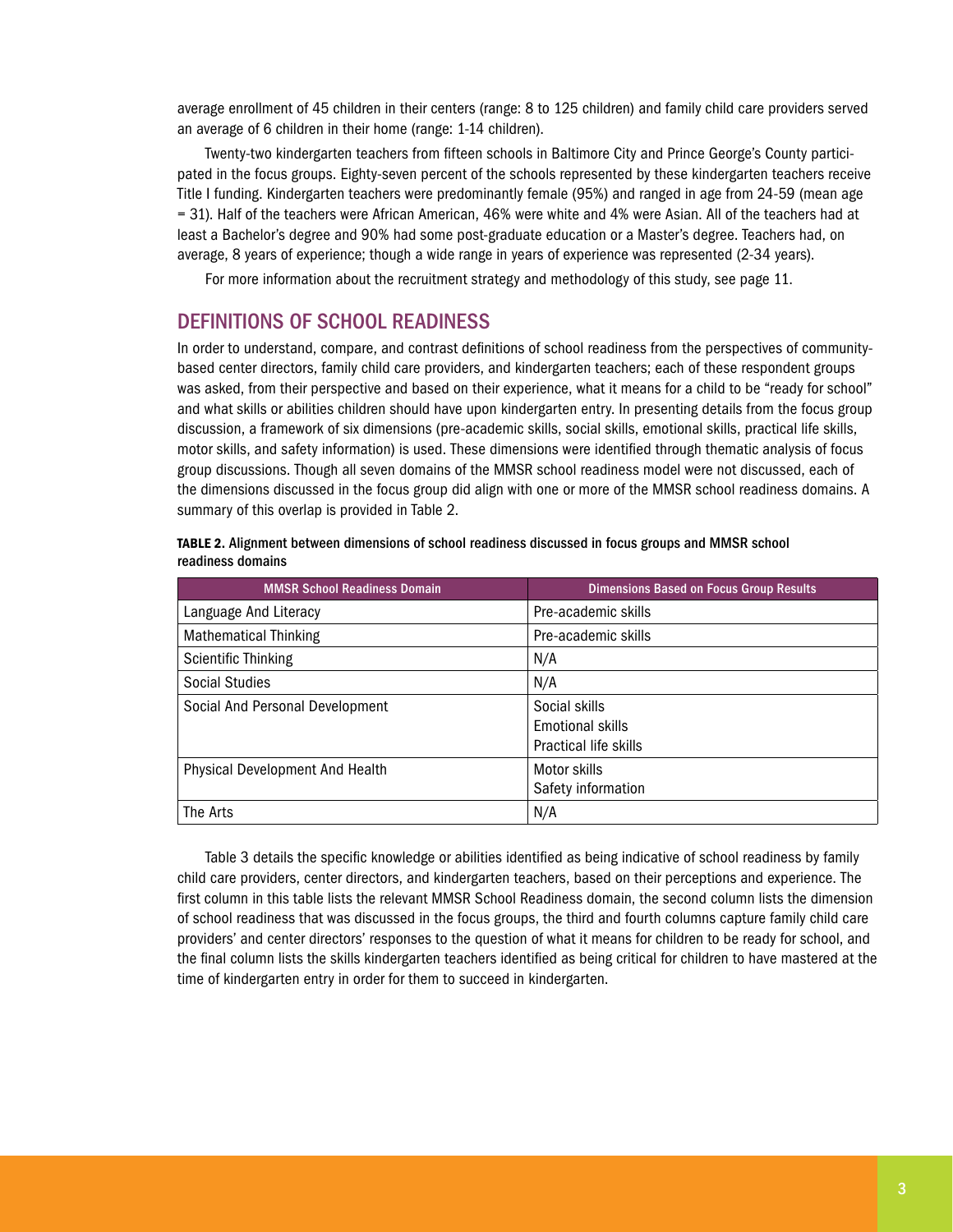average enrollment of 45 children in their centers (range: 8 to 125 children) and family child care providers served an average of 6 children in their home (range: 1-14 children).

Twenty-two kindergarten teachers from fifteen schools in Baltimore City and Prince George's County participated in the focus groups. Eighty-seven percent of the schools represented by these kindergarten teachers receive Title I funding. Kindergarten teachers were predominantly female (95%) and ranged in age from 24-59 (mean age = 31). Half of the teachers were African American, 46% were white and 4% were Asian. All of the teachers had at least a Bachelor's degree and 90% had some post-graduate education or a Master's degree. Teachers had, on average, 8 years of experience; though a wide range in years of experience was represented (2-34 years).

For more information about the recruitment strategy and methodology of this study, see page 11.

## DEFINITIONS OF SCHOOL READINESS

In order to understand, compare, and contrast definitions of school readiness from the perspectives of community-based center directors, family child care providers, and kindergarten teachers; each of these respondent groups was asked, from their perspective and based on their experience, what it means for a child to be "ready for school" and what skills or abilities children should have upon kindergarten entry. In presenting details from the focus group discussion, a framework of six dimensions (pre-academic skills, social skills, emotional skills, practical life skills, motor skills, and safety information) is used. These dimensions were identified through thematic analysis of focus group discussions. Though all seven domains of the MMSR school readiness model were not discussed, each of the dimensions discussed in the focus group did align with one or more of the MMSR school readiness domains. A summary of this overlap is provided in Table 2.

**TABLE 2.** Alignment between dimensions of school readiness discussed in focus groups and MMSR school readiness domains

| MMSR School Readiness Domain | Dimensions Based on Focus Group Results |
|---|---|
| Language And Literacy | Pre-academic skills |
| Mathematical Thinking | Pre-academic skills |
| Scientific Thinking | N/A |
| Social Studies | N/A |
| Social And Personal Development | Social skills<br>Emotional skills<br>Practical life skills |
| Physical Development And Health | Motor skills<br>Safety information |
| The Arts | N/A |

Table 3 details the specific knowledge or abilities identified as being indicative of school readiness by family child care providers, center directors, and kindergarten teachers, based on their perceptions and experience. The first column in this table lists the relevant MMSR School Readiness domain, the second column lists the dimension of school readiness that was discussed in the focus groups, the third and fourth columns capture family child care providers' and center directors' responses to the question of what it means for children to be ready for school, and the final column lists the skills kindergarten teachers identified as being critical for children to have mastered at the time of kindergarten entry in order for them to succeed in kindergarten.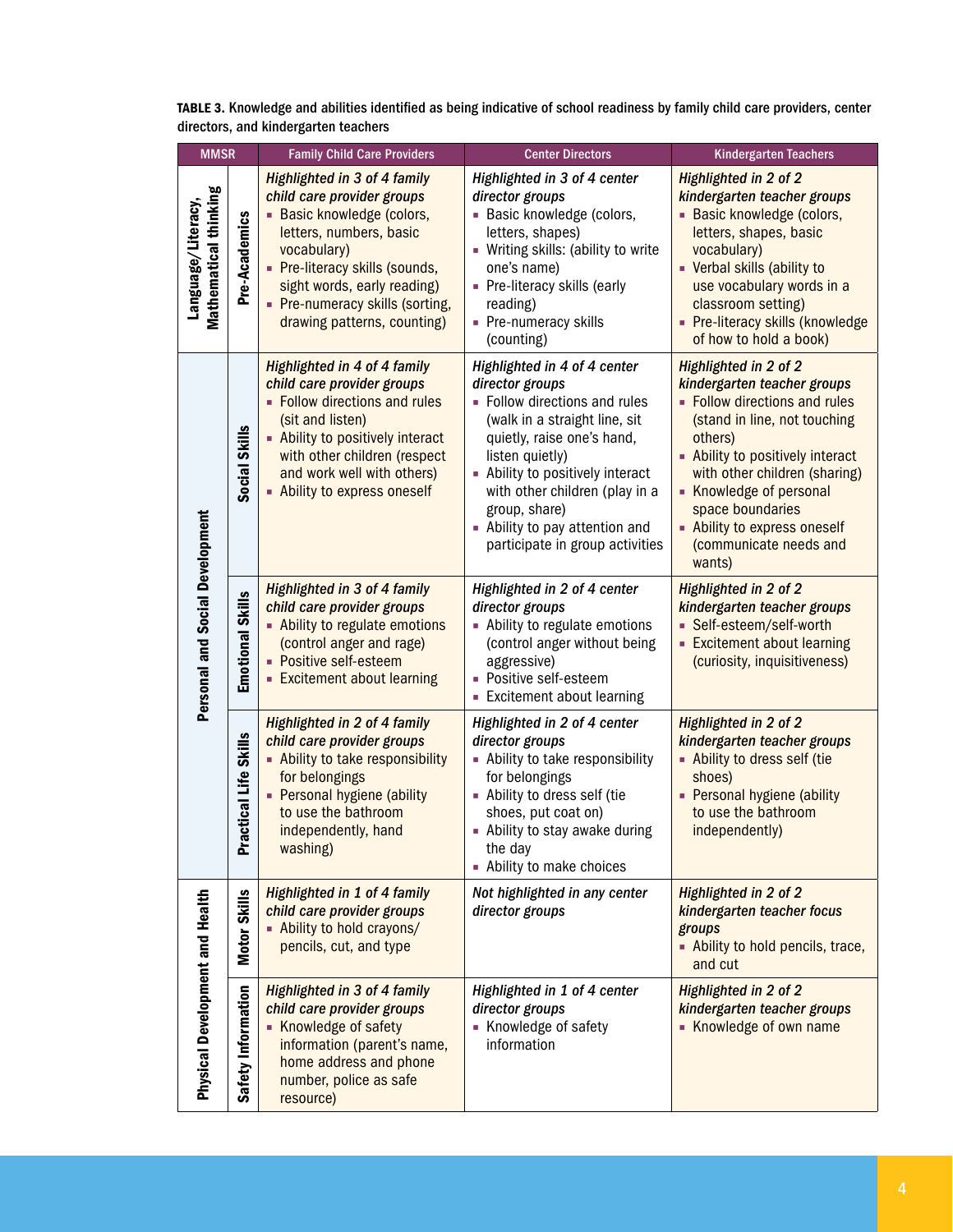**TABLE 3.** Knowledge and abilities identified as being indicative of school readiness by family child care providers, center directors, and kindergarten teachers

| MMSR | | Family Child Care Providers | Center Directors | Kindergarten Teachers |
|---|---|---|---|---|
| Language/Literacy, Mathematical thinking | Pre-Academics | *Highlighted in 3 of 4 family child care provider groups*<br>▪ Basic knowledge (colors, letters, numbers, basic vocabulary)<br>▪ Pre-literacy skills (sounds, sight words, early reading)<br>▪ Pre-numeracy skills (sorting, drawing patterns, counting) | *Highlighted in 3 of 4 center director groups*<br>▪ Basic knowledge (colors, letters, shapes)<br>▪ Writing skills: (ability to write one's name)<br>▪ Pre-literacy skills (early reading)<br>▪ Pre-numeracy skills (counting) | *Highlighted in 2 of 2 kindergarten teacher groups*<br>▪ Basic knowledge (colors, letters, shapes, basic vocabulary)<br>▪ Verbal skills (ability to use vocabulary words in a classroom setting)<br>▪ Pre-literacy skills (knowledge of how to hold a book) |
| Personal and Social Development | Social Skills | *Highlighted in 4 of 4 family child care provider groups*<br>▪ Follow directions and rules (sit and listen)<br>▪ Ability to positively interact with other children (respect and work well with others)<br>▪ Ability to express oneself | *Highlighted in 4 of 4 center director groups*<br>▪ Follow directions and rules (walk in a straight line, sit quietly, raise one's hand, listen quietly)<br>▪ Ability to positively interact with other children (play in a group, share)<br>▪ Ability to pay attention and participate in group activities | *Highlighted in 2 of 2 kindergarten teacher groups*<br>▪ Follow directions and rules (stand in line, not touching others)<br>▪ Ability to positively interact with other children (sharing)<br>▪ Knowledge of personal space boundaries<br>▪ Ability to express oneself (communicate needs and wants) |
| | Emotional Skills | *Highlighted in 3 of 4 family child care provider groups*<br>▪ Ability to regulate emotions (control anger and rage)<br>▪ Positive self-esteem<br>▪ Excitement about learning | *Highlighted in 2 of 4 center director groups*<br>▪ Ability to regulate emotions (control anger without being aggressive)<br>▪ Positive self-esteem<br>▪ Excitement about learning | *Highlighted in 2 of 2 kindergarten teacher groups*<br>▪ Self-esteem/self-worth<br>▪ Excitement about learning (curiosity, inquisitiveness) |
| | Practical Life Skills | *Highlighted in 2 of 4 family child care provider groups*<br>▪ Ability to take responsibility for belongings<br>▪ Personal hygiene (ability to use the bathroom independently, hand washing) | *Highlighted in 2 of 4 center director groups*<br>▪ Ability to take responsibility for belongings<br>▪ Ability to dress self (tie shoes, put coat on)<br>▪ Ability to stay awake during the day<br>▪ Ability to make choices | *Highlighted in 2 of 2 kindergarten teacher groups*<br>▪ Ability to dress self (tie shoes)<br>▪ Personal hygiene (ability to use the bathroom independently) |
| Physical Development and Health | Motor Skills | *Highlighted in 1 of 4 family child care provider groups*<br>▪ Ability to hold crayons/pencils, cut, and type | *Not highlighted in any center director groups* | *Highlighted in 2 of 2 kindergarten teacher focus groups*<br>▪ Ability to hold pencils, trace, and cut |
| | Safety Information | *Highlighted in 3 of 4 family child care provider groups*<br>▪ Knowledge of safety information (parent's name, home address and phone number, police as safe resource) | *Highlighted in 1 of 4 center director groups*<br>▪ Knowledge of safety information | *Highlighted in 2 of 2 kindergarten teacher groups*<br>▪ Knowledge of own name |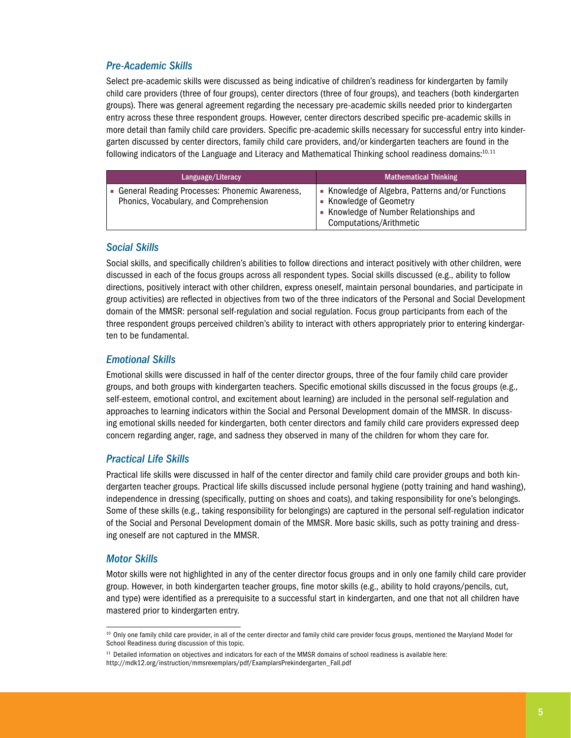### *Pre-Academic Skills*

Select pre-academic skills were discussed as being indicative of children's readiness for kindergarten by family child care providers (three of four groups), center directors (three of four groups), and teachers (both kindergarten groups). There was general agreement regarding the necessary pre-academic skills needed prior to kindergarten entry across these three respondent groups. However, center directors described specific pre-academic skills in more detail than family child care providers. Specific pre-academic skills necessary for successful entry into kindergarten discussed by center directors, family child care providers, and/or kindergarten teachers are found in the following indicators of the Language and Literacy and Mathematical Thinking school readiness domains:[10, 11]

| Language/Literacy | Mathematical Thinking |
|---|---|
| ▪ General Reading Processes: Phonemic Awareness, Phonics, Vocabulary, and Comprehension | ▪ Knowledge of Algebra, Patterns and/or Functions<br>▪ Knowledge of Geometry<br>▪ Knowledge of Number Relationships and Computations/Arithmetic |

### *Social Skills*

Social skills, and specifically children's abilities to follow directions and interact positively with other children, were discussed in each of the focus groups across all respondent types. Social skills discussed (e.g., ability to follow directions, positively interact with other children, express oneself, maintain personal boundaries, and participate in group activities) are reflected in objectives from two of the three indicators of the Personal and Social Development domain of the MMSR: personal self-regulation and social regulation. Focus group participants from each of the three respondent groups perceived children's ability to interact with others appropriately prior to entering kindergarten to be fundamental.

### *Emotional Skills*

Emotional skills were discussed in half of the center director groups, three of the four family child care provider groups, and both groups with kindergarten teachers. Specific emotional skills discussed in the focus groups (e.g., self-esteem, emotional control, and excitement about learning) are included in the personal self-regulation and approaches to learning indicators within the Social and Personal Development domain of the MMSR. In discussing emotional skills needed for kindergarten, both center directors and family child care providers expressed deep concern regarding anger, rage, and sadness they observed in many of the children for whom they care for.

### *Practical Life Skills*

Practical life skills were discussed in half of the center director and family child care provider groups and both kindergarten teacher groups. Practical life skills discussed include personal hygiene (potty training and hand washing), independence in dressing (specifically, putting on shoes and coats), and taking responsibility for one's belongings. Some of these skills (e.g., taking responsibility for belongings) are captured in the personal self-regulation indicator of the Social and Personal Development domain of the MMSR. More basic skills, such as potty training and dressing oneself are not captured in the MMSR.

### *Motor Skills*

Motor skills were not highlighted in any of the center director focus groups and in only one family child care provider group. However, in both kindergarten teacher groups, fine motor skills (e.g., ability to hold crayons/pencils, cut, and type) were identified as a prerequisite to a successful start in kindergarten, and one that not all children have mastered prior to kindergarten entry.

---

[10] Only one family child care provider, in all of the center director and family child care provider focus groups, mentioned the Maryland Model for School Readiness during discussion of this topic.

[11] Detailed information on objectives and indicators for each of the MMSR domains of school readiness is available here: http://mdk12.org/instruction/mmsrexemplars/pdf/ExamplarsPrekindergarten_Fall.pdf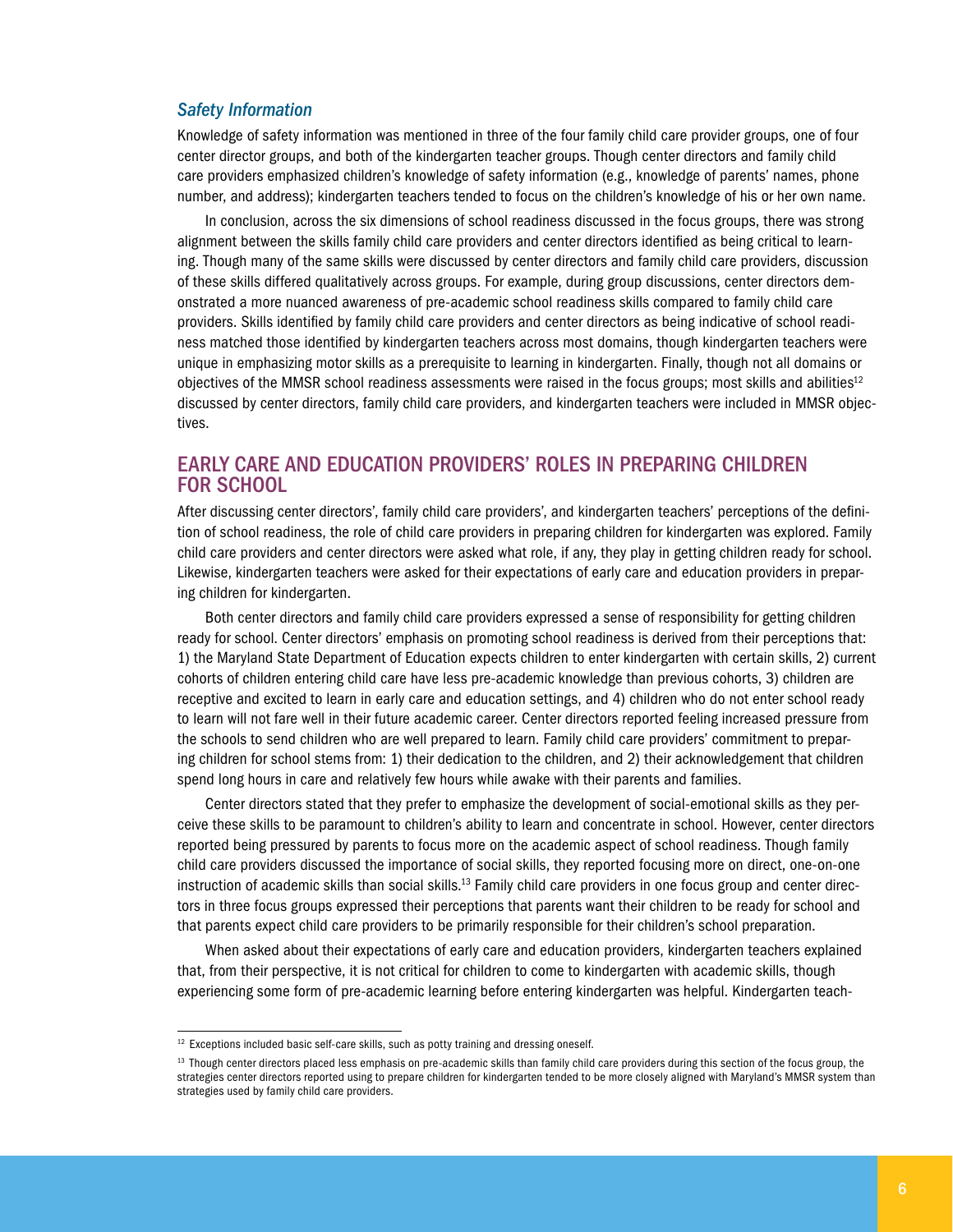### *Safety Information*

Knowledge of safety information was mentioned in three of the four family child care provider groups, one of four center director groups, and both of the kindergarten teacher groups. Though center directors and family child care providers emphasized children's knowledge of safety information (e.g., knowledge of parents' names, phone number, and address); kindergarten teachers tended to focus on the children's knowledge of his or her own name.

In conclusion, across the six dimensions of school readiness discussed in the focus groups, there was strong alignment between the skills family child care providers and center directors identified as being critical to learning. Though many of the same skills were discussed by center directors and family child care providers, discussion of these skills differed qualitatively across groups. For example, during group discussions, center directors demonstrated a more nuanced awareness of pre-academic school readiness skills compared to family child care providers. Skills identified by family child care providers and center directors as being indicative of school readiness matched those identified by kindergarten teachers across most domains, though kindergarten teachers were unique in emphasizing motor skills as a prerequisite to learning in kindergarten. Finally, though not all domains or objectives of the MMSR school readiness assessments were raised in the focus groups; most skills and abilities[12] discussed by center directors, family child care providers, and kindergarten teachers were included in MMSR objectives.

## EARLY CARE AND EDUCATION PROVIDERS' ROLES IN PREPARING CHILDREN FOR SCHOOL

After discussing center directors', family child care providers', and kindergarten teachers' perceptions of the definition of school readiness, the role of child care providers in preparing children for kindergarten was explored. Family child care providers and center directors were asked what role, if any, they play in getting children ready for school. Likewise, kindergarten teachers were asked for their expectations of early care and education providers in preparing children for kindergarten.

Both center directors and family child care providers expressed a sense of responsibility for getting children ready for school. Center directors' emphasis on promoting school readiness is derived from their perceptions that: 1) the Maryland State Department of Education expects children to enter kindergarten with certain skills, 2) current cohorts of children entering child care have less pre-academic knowledge than previous cohorts, 3) children are receptive and excited to learn in early care and education settings, and 4) children who do not enter school ready to learn will not fare well in their future academic career. Center directors reported feeling increased pressure from the schools to send children who are well prepared to learn. Family child care providers' commitment to preparing children for school stems from: 1) their dedication to the children, and 2) their acknowledgement that children spend long hours in care and relatively few hours while awake with their parents and families.

Center directors stated that they prefer to emphasize the development of social-emotional skills as they perceive these skills to be paramount to children's ability to learn and concentrate in school. However, center directors reported being pressured by parents to focus more on the academic aspect of school readiness. Though family child care providers discussed the importance of social skills, they reported focusing more on direct, one-on-one instruction of academic skills than social skills.[13] Family child care providers in one focus group and center directors in three focus groups expressed their perceptions that parents want their children to be ready for school and that parents expect child care providers to be primarily responsible for their children's school preparation.

When asked about their expectations of early care and education providers, kindergarten teachers explained that, from their perspective, it is not critical for children to come to kindergarten with academic skills, though experiencing some form of pre-academic learning before entering kindergarten was helpful. Kindergarten teach-

---

[12] Exceptions included basic self-care skills, such as potty training and dressing oneself.

[13] Though center directors placed less emphasis on pre-academic skills than family child care providers during this section of the focus group, the strategies center directors reported using to prepare children for kindergarten tended to be more closely aligned with Maryland's MMSR system than strategies used by family child care providers.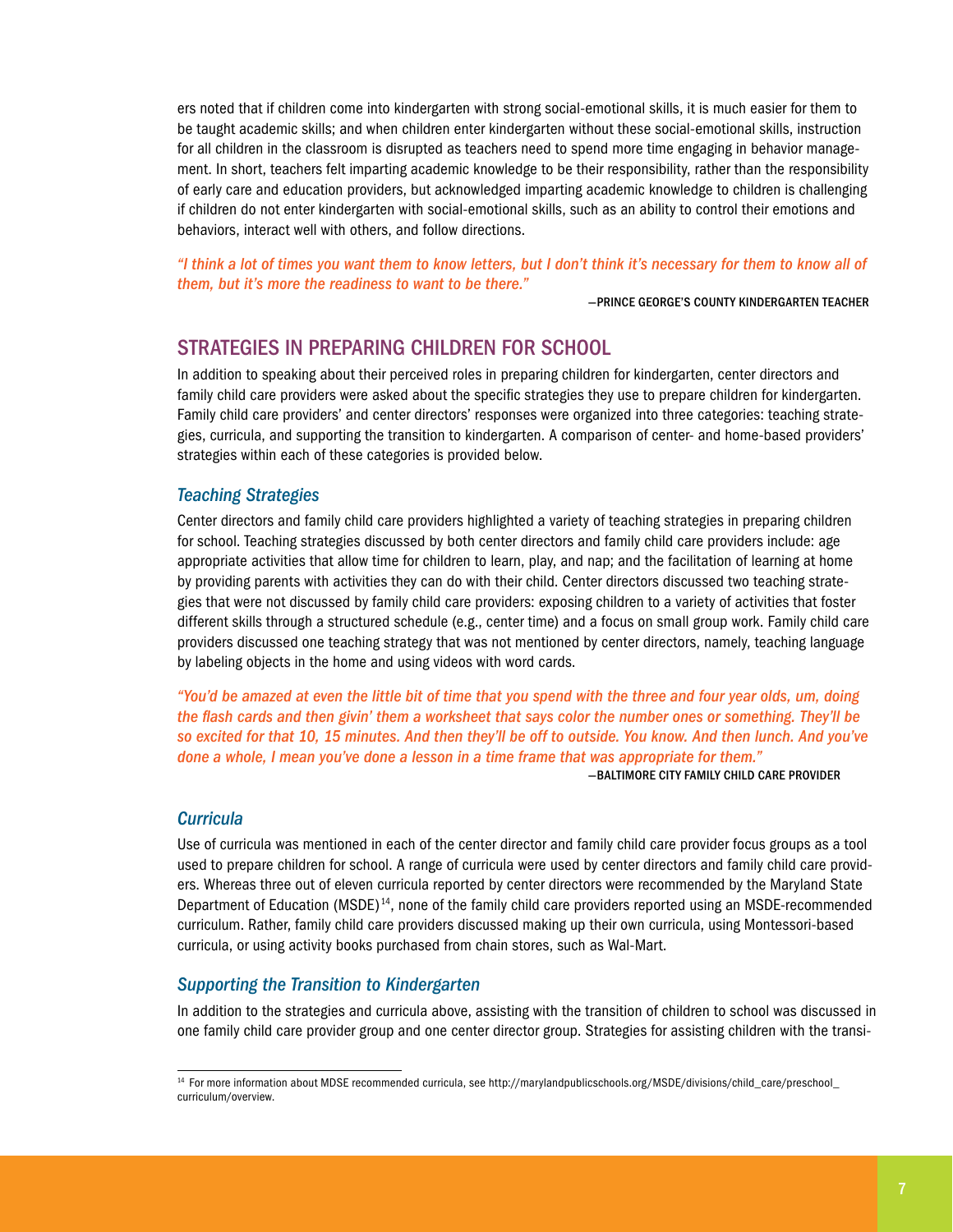ers noted that if children come into kindergarten with strong social-emotional skills, it is much easier for them to be taught academic skills; and when children enter kindergarten without these social-emotional skills, instruction for all children in the classroom is disrupted as teachers need to spend more time engaging in behavior management. In short, teachers felt imparting academic knowledge to be their responsibility, rather than the responsibility of early care and education providers, but acknowledged imparting academic knowledge to children is challenging if children do not enter kindergarten with social-emotional skills, such as an ability to control their emotions and behaviors, interact well with others, and follow directions.

*"I think a lot of times you want them to know letters, but I don't think it's necessary for them to know all of them, but it's more the readiness to want to be there."*

—PRINCE GEORGE'S COUNTY KINDERGARTEN TEACHER

## STRATEGIES IN PREPARING CHILDREN FOR SCHOOL

In addition to speaking about their perceived roles in preparing children for kindergarten, center directors and family child care providers were asked about the specific strategies they use to prepare children for kindergarten. Family child care providers' and center directors' responses were organized into three categories: teaching strategies, curricula, and supporting the transition to kindergarten. A comparison of center- and home-based providers' strategies within each of these categories is provided below.

### *Teaching Strategies*

Center directors and family child care providers highlighted a variety of teaching strategies in preparing children for school. Teaching strategies discussed by both center directors and family child care providers include: age appropriate activities that allow time for children to learn, play, and nap; and the facilitation of learning at home by providing parents with activities they can do with their child. Center directors discussed two teaching strategies that were not discussed by family child care providers: exposing children to a variety of activities that foster different skills through a structured schedule (e.g., center time) and a focus on small group work. Family child care providers discussed one teaching strategy that was not mentioned by center directors, namely, teaching language by labeling objects in the home and using videos with word cards.

*"You'd be amazed at even the little bit of time that you spend with the three and four year olds, um, doing the flash cards and then givin' them a worksheet that says color the number ones or something. They'll be so excited for that 10, 15 minutes. And then they'll be off to outside. You know. And then lunch. And you've done a whole, I mean you've done a lesson in a time frame that was appropriate for them."*

—BALTIMORE CITY FAMILY CHILD CARE PROVIDER

### *Curricula*

Use of curricula was mentioned in each of the center director and family child care provider focus groups as a tool used to prepare children for school. A range of curricula were used by center directors and family child care providers. Whereas three out of eleven curricula reported by center directors were recommended by the Maryland State Department of Education (MSDE)[14], none of the family child care providers reported using an MSDE-recommended curriculum. Rather, family child care providers discussed making up their own curricula, using Montessori-based curricula, or using activity books purchased from chain stores, such as Wal-Mart.

### *Supporting the Transition to Kindergarten*

In addition to the strategies and curricula above, assisting with the transition of children to school was discussed in one family child care provider group and one center director group. Strategies for assisting children with the transi-

[14] For more information about MDSE recommended curricula, see http://marylandpublicschools.org/MSDE/divisions/child_care/preschool_curriculum/overview.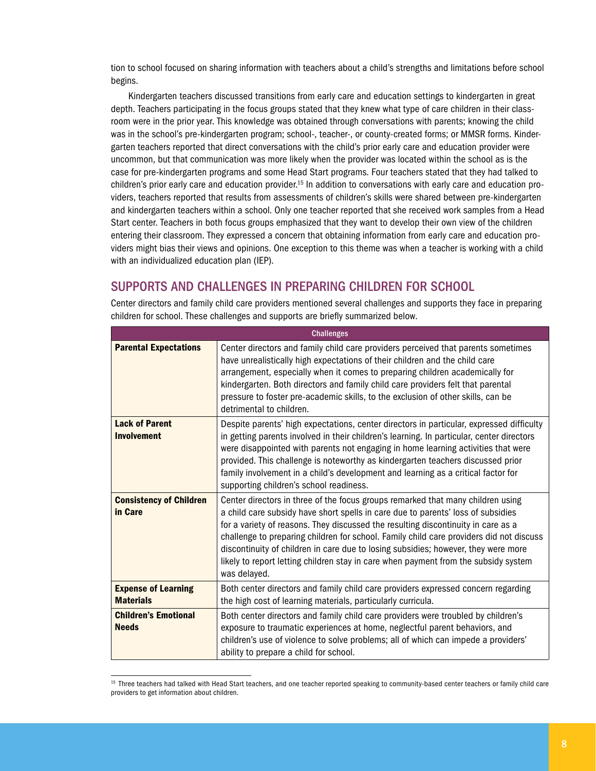tion to school focused on sharing information with teachers about a child's strengths and limitations before school begins.

Kindergarten teachers discussed transitions from early care and education settings to kindergarten in great depth. Teachers participating in the focus groups stated that they knew what type of care children in their classroom were in the prior year. This knowledge was obtained through conversations with parents; knowing the child was in the school's pre-kindergarten program; school-, teacher-, or county-created forms; or MMSR forms. Kindergarten teachers reported that direct conversations with the child's prior early care and education provider were uncommon, but that communication was more likely when the provider was located within the school as is the case for pre-kindergarten programs and some Head Start programs. Four teachers stated that they had talked to children's prior early care and education provider.[15] In addition to conversations with early care and education providers, teachers reported that results from assessments of children's skills were shared between pre-kindergarten and kindergarten teachers within a school. Only one teacher reported that she received work samples from a Head Start center. Teachers in both focus groups emphasized that they want to develop their own view of the children entering their classroom. They expressed a concern that obtaining information from early care and education providers might bias their views and opinions. One exception to this theme was when a teacher is working with a child with an individualized education plan (IEP).

## SUPPORTS AND CHALLENGES IN PREPARING CHILDREN FOR SCHOOL

Center directors and family child care providers mentioned several challenges and supports they face in preparing children for school. These challenges and supports are briefly summarized below.

| Challenges | |
|---|---|
| **Parental Expectations** | Center directors and family child care providers perceived that parents sometimes have unrealistically high expectations of their children and the child care arrangement, especially when it comes to preparing children academically for kindergarten. Both directors and family child care providers felt that parental pressure to foster pre-academic skills, to the exclusion of other skills, can be detrimental to children. |
| **Lack of Parent Involvement** | Despite parents' high expectations, center directors in particular, expressed difficulty in getting parents involved in their children's learning. In particular, center directors were disappointed with parents not engaging in home learning activities that were provided. This challenge is noteworthy as kindergarten teachers discussed prior family involvement in a child's development and learning as a critical factor for supporting children's school readiness. |
| **Consistency of Children in Care** | Center directors in three of the focus groups remarked that many children using a child care subsidy have short spells in care due to parents' loss of subsidies for a variety of reasons. They discussed the resulting discontinuity in care as a challenge to preparing children for school. Family child care providers did not discuss discontinuity of children in care due to losing subsidies; however, they were more likely to report letting children stay in care when payment from the subsidy system was delayed. |
| **Expense of Learning Materials** | Both center directors and family child care providers expressed concern regarding the high cost of learning materials, particularly curricula. |
| **Children's Emotional Needs** | Both center directors and family child care providers were troubled by children's exposure to traumatic experiences at home, neglectful parent behaviors, and children's use of violence to solve problems; all of which can impede a providers' ability to prepare a child for school. |

[15] Three teachers had talked with Head Start teachers, and one teacher reported speaking to community-based center teachers or family child care providers to get information about children.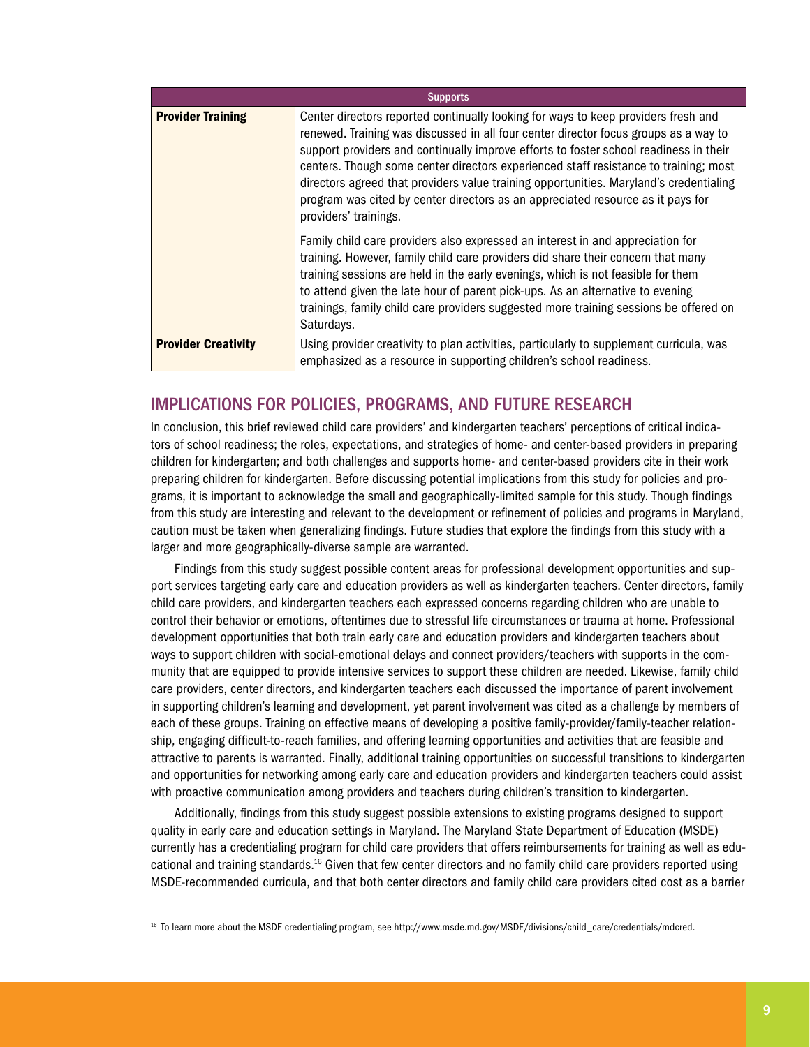| Supports | |
|---|---|
| **Provider Training** | Center directors reported continually looking for ways to keep providers fresh and renewed. Training was discussed in all four center director focus groups as a way to support providers and continually improve efforts to foster school readiness in their centers. Though some center directors experienced staff resistance to training; most directors agreed that providers value training opportunities. Maryland's credentialing program was cited by center directors as an appreciated resource as it pays for providers' trainings.<br><br>Family child care providers also expressed an interest in and appreciation for training. However, family child care providers did share their concern that many training sessions are held in the early evenings, which is not feasible for them to attend given the late hour of parent pick-ups. As an alternative to evening trainings, family child care providers suggested more training sessions be offered on Saturdays. |
| **Provider Creativity** | Using provider creativity to plan activities, particularly to supplement curricula, was emphasized as a resource in supporting children's school readiness. |

## IMPLICATIONS FOR POLICIES, PROGRAMS, AND FUTURE RESEARCH

In conclusion, this brief reviewed child care providers' and kindergarten teachers' perceptions of critical indicators of school readiness; the roles, expectations, and strategies of home- and center-based providers in preparing children for kindergarten; and both challenges and supports home- and center-based providers cite in their work preparing children for kindergarten. Before discussing potential implications from this study for policies and programs, it is important to acknowledge the small and geographically-limited sample for this study. Though findings from this study are interesting and relevant to the development or refinement of policies and programs in Maryland, caution must be taken when generalizing findings. Future studies that explore the findings from this study with a larger and more geographically-diverse sample are warranted.

Findings from this study suggest possible content areas for professional development opportunities and support services targeting early care and education providers as well as kindergarten teachers. Center directors, family child care providers, and kindergarten teachers each expressed concerns regarding children who are unable to control their behavior or emotions, oftentimes due to stressful life circumstances or trauma at home. Professional development opportunities that both train early care and education providers and kindergarten teachers about ways to support children with social-emotional delays and connect providers/teachers with supports in the community that are equipped to provide intensive services to support these children are needed. Likewise, family child care providers, center directors, and kindergarten teachers each discussed the importance of parent involvement in supporting children's learning and development, yet parent involvement was cited as a challenge by members of each of these groups. Training on effective means of developing a positive family-provider/family-teacher relationship, engaging difficult-to-reach families, and offering learning opportunities and activities that are feasible and attractive to parents is warranted. Finally, additional training opportunities on successful transitions to kindergarten and opportunities for networking among early care and education providers and kindergarten teachers could assist with proactive communication among providers and teachers during children's transition to kindergarten.

Additionally, findings from this study suggest possible extensions to existing programs designed to support quality in early care and education settings in Maryland. The Maryland State Department of Education (MSDE) currently has a credentialing program for child care providers that offers reimbursements for training as well as educational and training standards.[16] Given that few center directors and no family child care providers reported using MSDE-recommended curricula, and that both center directors and family child care providers cited cost as a barrier

[16] To learn more about the MSDE credentialing program, see http://www.msde.md.gov/MSDE/divisions/child_care/credentials/mdcred.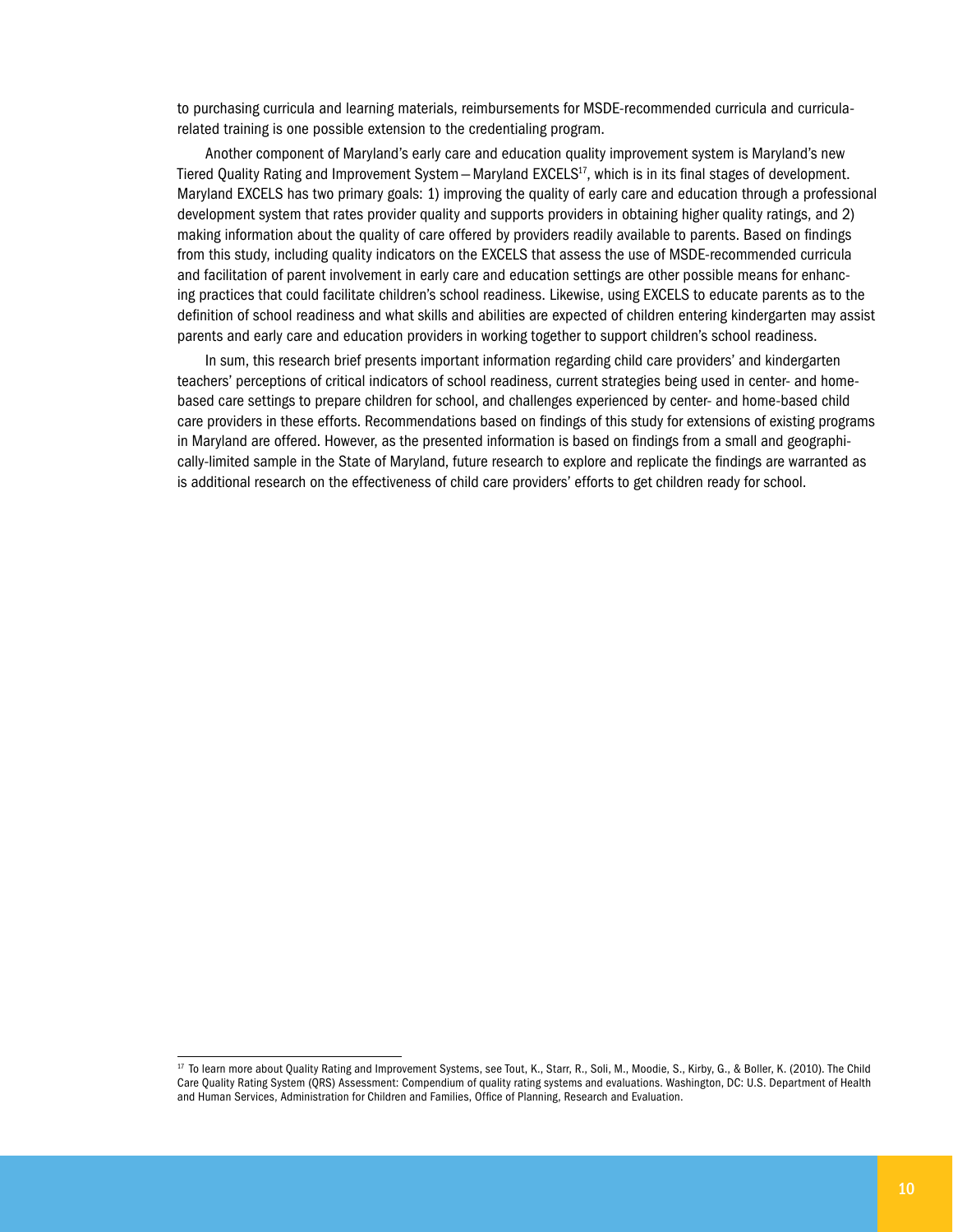to purchasing curricula and learning materials, reimbursements for MSDE-recommended curricula and curricula-related training is one possible extension to the credentialing program.

Another component of Maryland's early care and education quality improvement system is Maryland's new Tiered Quality Rating and Improvement System—Maryland EXCELS[17], which is in its final stages of development. Maryland EXCELS has two primary goals: 1) improving the quality of early care and education through a professional development system that rates provider quality and supports providers in obtaining higher quality ratings, and 2) making information about the quality of care offered by providers readily available to parents. Based on findings from this study, including quality indicators on the EXCELS that assess the use of MSDE-recommended curricula and facilitation of parent involvement in early care and education settings are other possible means for enhancing practices that could facilitate children's school readiness. Likewise, using EXCELS to educate parents as to the definition of school readiness and what skills and abilities are expected of children entering kindergarten may assist parents and early care and education providers in working together to support children's school readiness.

In sum, this research brief presents important information regarding child care providers' and kindergarten teachers' perceptions of critical indicators of school readiness, current strategies being used in center- and home-based care settings to prepare children for school, and challenges experienced by center- and home-based child care providers in these efforts. Recommendations based on findings of this study for extensions of existing programs in Maryland are offered. However, as the presented information is based on findings from a small and geographically-limited sample in the State of Maryland, future research to explore and replicate the findings are warranted as is additional research on the effectiveness of child care providers' efforts to get children ready for school.

---

[17] To learn more about Quality Rating and Improvement Systems, see Tout, K., Starr, R., Soli, M., Moodie, S., Kirby, G., & Boller, K. (2010). The Child Care Quality Rating System (QRS) Assessment: Compendium of quality rating systems and evaluations. Washington, DC: U.S. Department of Health and Human Services, Administration for Children and Families, Office of Planning, Research and Evaluation.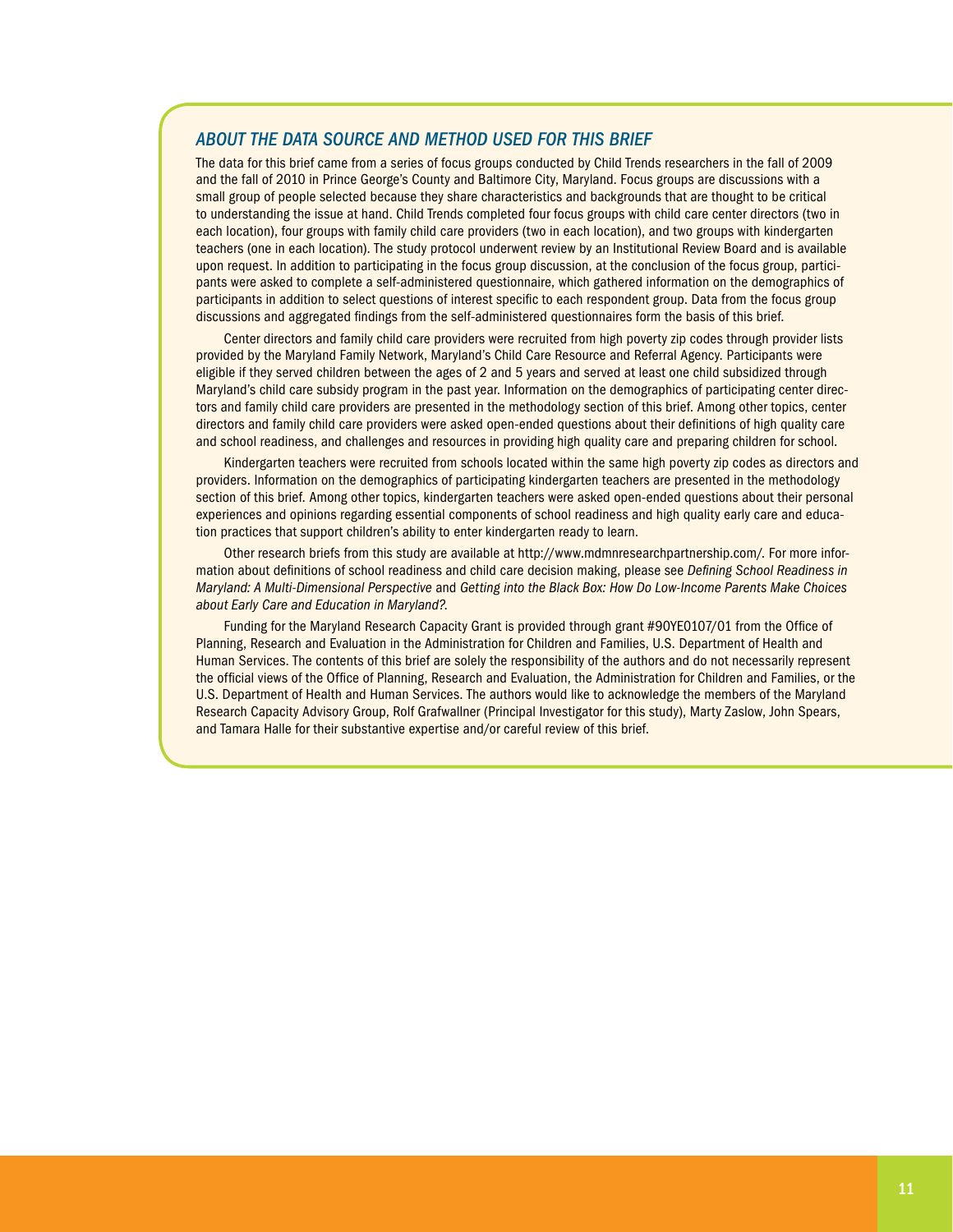## *ABOUT THE DATA SOURCE AND METHOD USED FOR THIS BRIEF*

The data for this brief came from a series of focus groups conducted by Child Trends researchers in the fall of 2009 and the fall of 2010 in Prince George's County and Baltimore City, Maryland. Focus groups are discussions with a small group of people selected because they share characteristics and backgrounds that are thought to be critical to understanding the issue at hand. Child Trends completed four focus groups with child care center directors (two in each location), four groups with family child care providers (two in each location), and two groups with kindergarten teachers (one in each location). The study protocol underwent review by an Institutional Review Board and is available upon request. In addition to participating in the focus group discussion, at the conclusion of the focus group, participants were asked to complete a self-administered questionnaire, which gathered information on the demographics of participants in addition to select questions of interest specific to each respondent group. Data from the focus group discussions and aggregated findings from the self-administered questionnaires form the basis of this brief.

Center directors and family child care providers were recruited from high poverty zip codes through provider lists provided by the Maryland Family Network, Maryland's Child Care Resource and Referral Agency. Participants were eligible if they served children between the ages of 2 and 5 years and served at least one child subsidized through Maryland's child care subsidy program in the past year. Information on the demographics of participating center directors and family child care providers are presented in the methodology section of this brief. Among other topics, center directors and family child care providers were asked open-ended questions about their definitions of high quality care and school readiness, and challenges and resources in providing high quality care and preparing children for school.

Kindergarten teachers were recruited from schools located within the same high poverty zip codes as directors and providers. Information on the demographics of participating kindergarten teachers are presented in the methodology section of this brief. Among other topics, kindergarten teachers were asked open-ended questions about their personal experiences and opinions regarding essential components of school readiness and high quality early care and education practices that support children's ability to enter kindergarten ready to learn.

Other research briefs from this study are available at http://www.mdmnresearchpartnership.com/. For more information about definitions of school readiness and child care decision making, please see *Defining School Readiness in Maryland: A Multi-Dimensional Perspective* and *Getting into the Black Box: How Do Low-Income Parents Make Choices about Early Care and Education in Maryland?*.

Funding for the Maryland Research Capacity Grant is provided through grant #90YE0107/01 from the Office of Planning, Research and Evaluation in the Administration for Children and Families, U.S. Department of Health and Human Services. The contents of this brief are solely the responsibility of the authors and do not necessarily represent the official views of the Office of Planning, Research and Evaluation, the Administration for Children and Families, or the U.S. Department of Health and Human Services. The authors would like to acknowledge the members of the Maryland Research Capacity Advisory Group, Rolf Grafwallner (Principal Investigator for this study), Marty Zaslow, John Spears, and Tamara Halle for their substantive expertise and/or careful review of this brief.